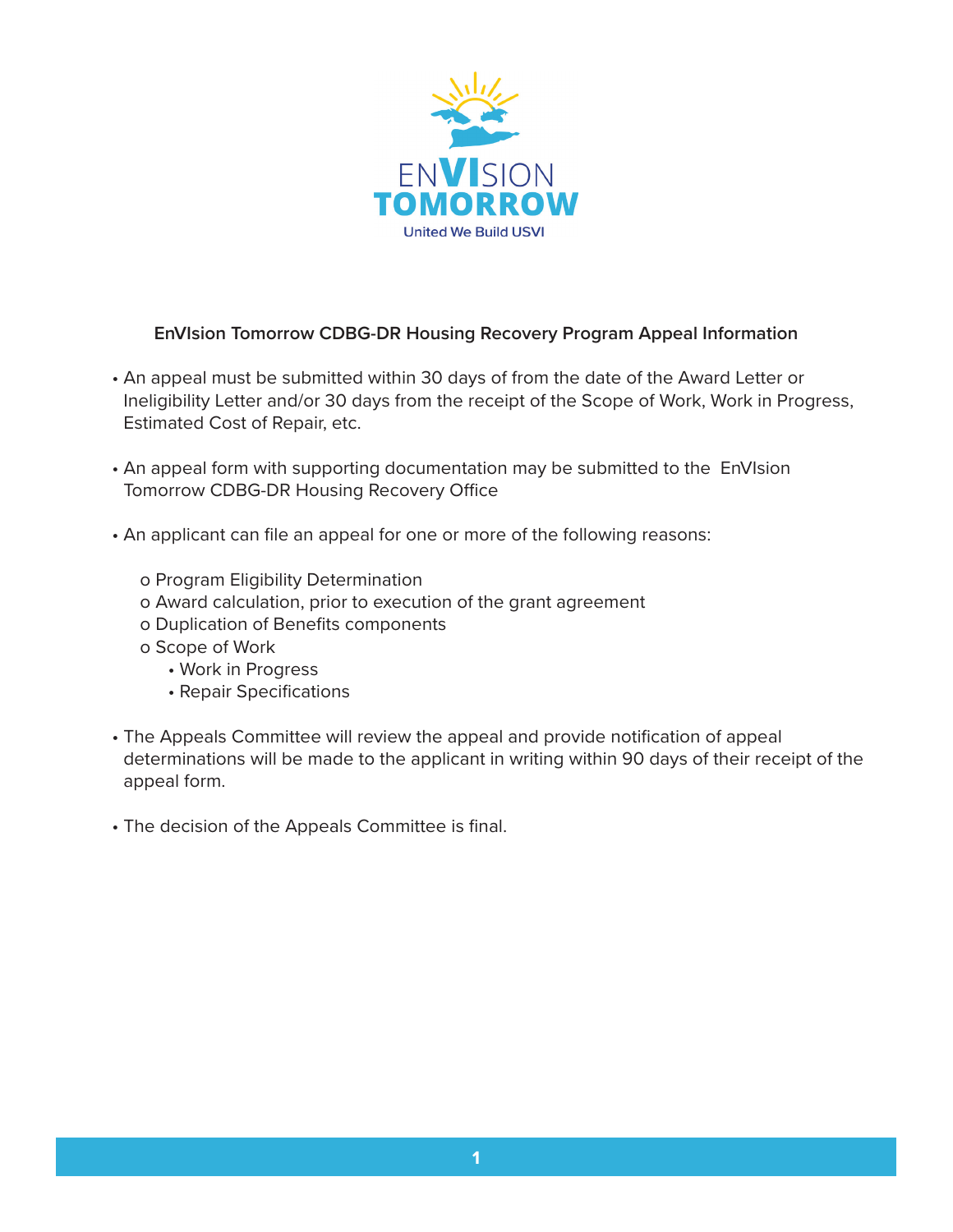EnVIsion
TOMORROW
United We Build USVI

**EnVIsion Tomorrow CDBG-DR Housing Recovery Program Appeal Information**

- An appeal must be submitted within 30 days of from the date of the Award Letter or Ineligibility Letter and/or 30 days from the receipt of the Scope of Work, Work in Progress, Estimated Cost of Repair, etc.

- An appeal form with supporting documentation may be submitted to the EnVIsion Tomorrow CDBG-DR Housing Recovery Office

- An applicant can file an appeal for one or more of the following reasons:

  - Program Eligibility Determination
  - Award calculation, prior to execution of the grant agreement
  - Duplication of Benefits components
  - Scope of Work
    - Work in Progress
    - Repair Specifications

- The Appeals Committee will review the appeal and provide notification of appeal determinations will be made to the applicant in writing within 90 days of their receipt of the appeal form.

- The decision of the Appeals Committee is final.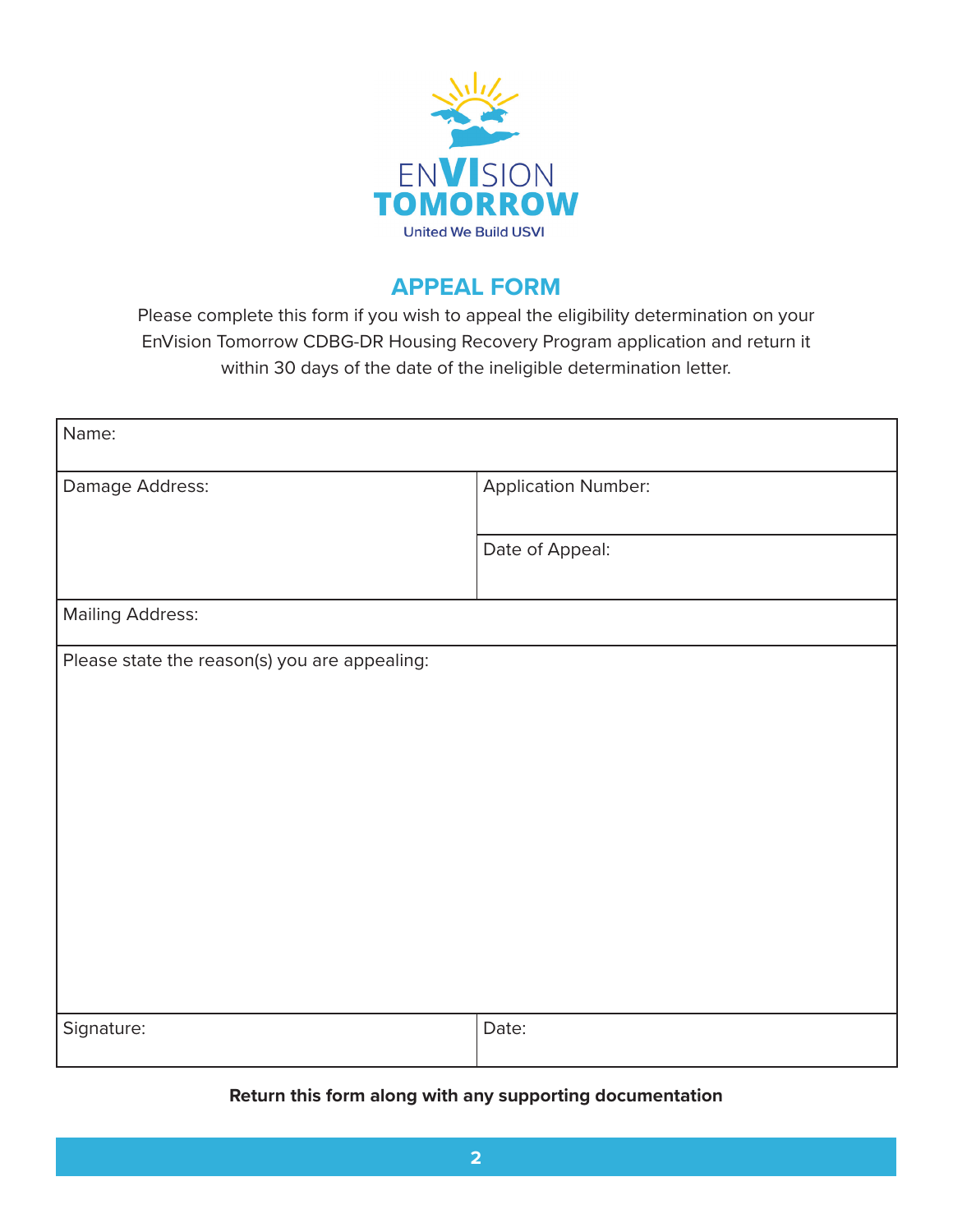ENVISION TOMORROW

United We Build USVI

## APPEAL FORM

Please complete this form if you wish to appeal the eligibility determination on your EnVision Tomorrow CDBG-DR Housing Recovery Program application and return it within 30 days of the date of the ineligible determination letter.

| | |
|---|---|
| Name: | |
| Damage Address: | Application Number: |
| | Date of Appeal: |
| Mailing Address: | |
| Please state the reason(s) you are appealing: | |
| Signature: | Date: |

**Return this form along with any supporting documentation**